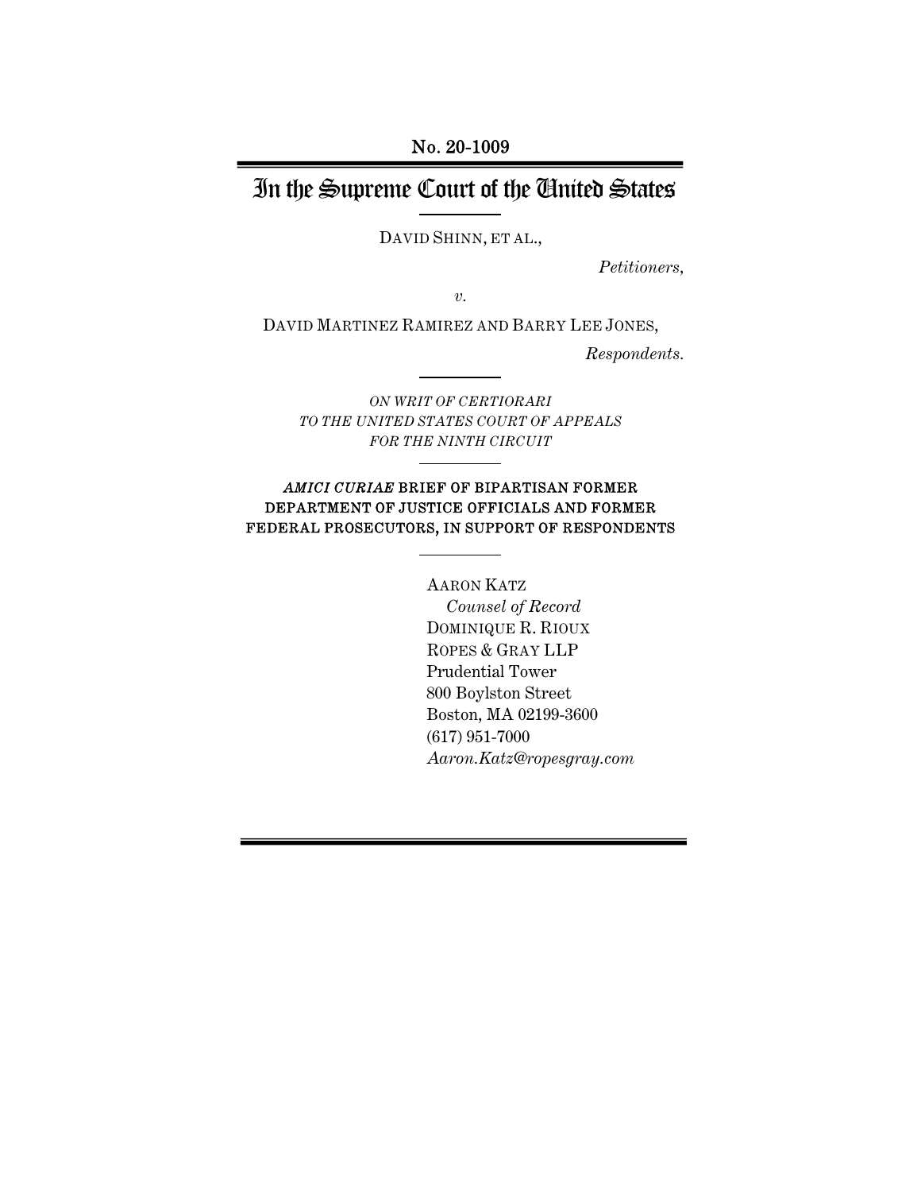No. 20-1009

# In the Supreme Court of the United States

DAVID SHINN, ET AL.,

*Petitioners,*

*v.*

DAVID MARTINEZ RAMIREZ AND BARRY LEE JONES,

*Respondents.*

*ON WRIT OF CERTIORARI TO THE UNITED STATES COURT OF APPEALS FOR THE NINTH CIRCUIT*

## *AMICI CURIAE* BRIEF OF BIPARTISAN FORMER DEPARTMENT OF JUSTICE OFFICIALS AND FORMER FEDERAL PROSECUTORS, IN SUPPORT OF RESPONDENTS

AARON KATZ
*Counsel of Record*
DOMINIQUE R. RIOUX
ROPES & GRAY LLP
Prudential Tower
800 Boylston Street
Boston, MA 02199-3600
(617) 951-7000
*Aaron.Katz@ropesgray.com*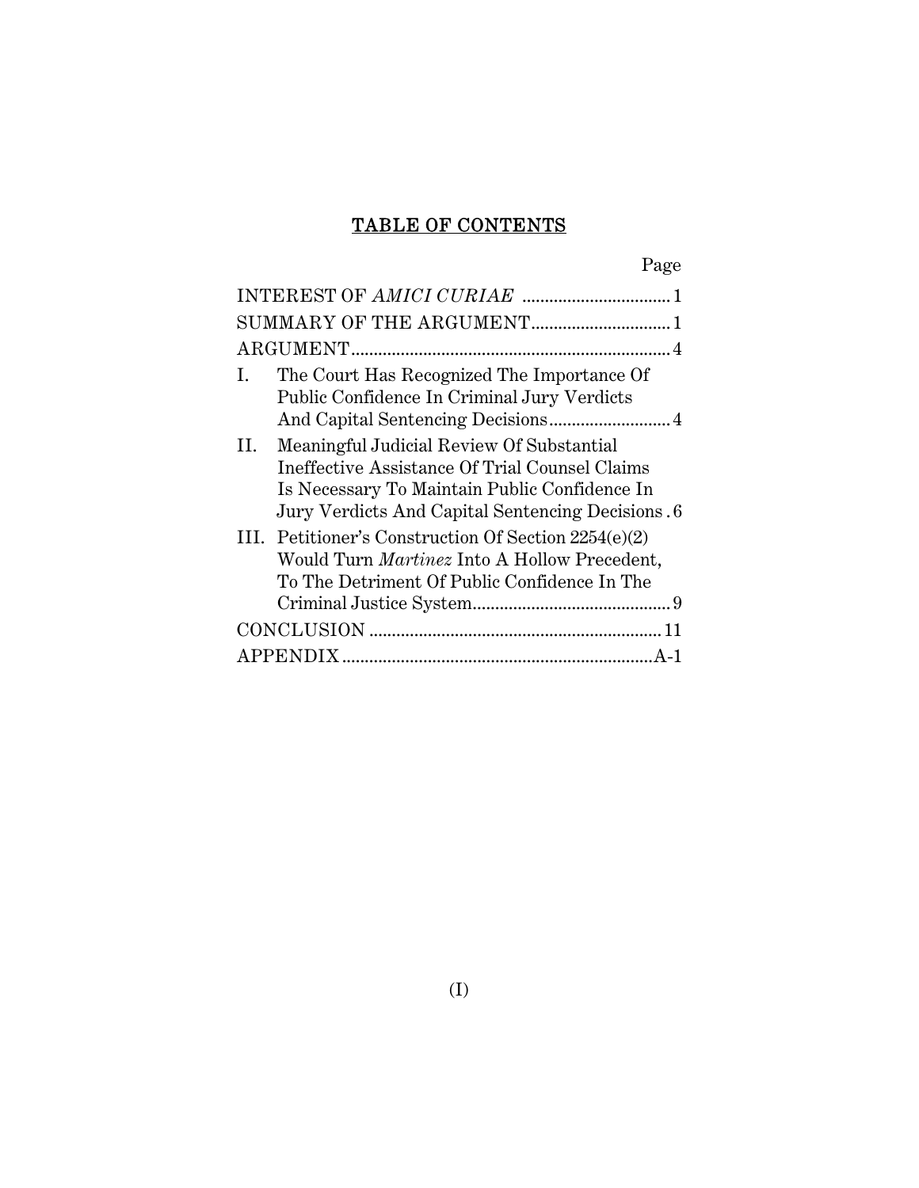# TABLE OF CONTENTS

| | Page |
|---|---|
| INTEREST OF *AMICI CURIAE* | 1 |
| SUMMARY OF THE ARGUMENT | 1 |
| ARGUMENT | 4 |
| I. The Court Has Recognized The Importance Of Public Confidence In Criminal Jury Verdicts And Capital Sentencing Decisions | 4 |
| II. Meaningful Judicial Review Of Substantial Ineffective Assistance Of Trial Counsel Claims Is Necessary To Maintain Public Confidence In Jury Verdicts And Capital Sentencing Decisions | 6 |
| III. Petitioner's Construction Of Section 2254(e)(2) Would Turn *Martinez* Into A Hollow Precedent, To The Detriment Of Public Confidence In The Criminal Justice System | 9 |
| CONCLUSION | 11 |
| APPENDIX | A-1 |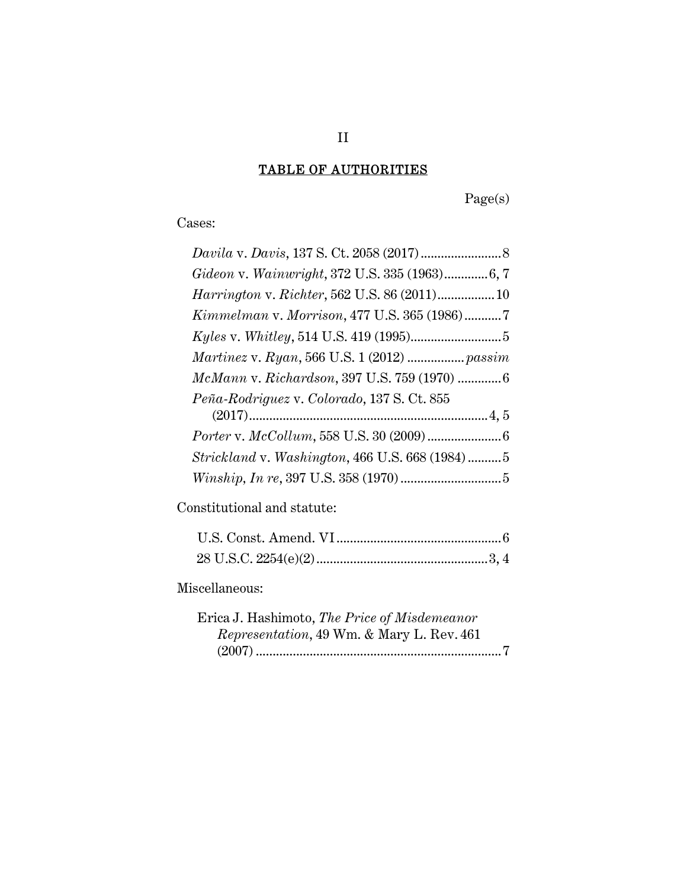## TABLE OF AUTHORITIES

Page(s)

Cases:

*Davila* v. *Davis*, 137 S. Ct. 2058 (2017) ........................ 8
*Gideon* v. *Wainwright*, 372 U.S. 335 (1963) ............ 6, 7
*Harrington* v. *Richter*, 562 U.S. 86 (2011) ................ 10
*Kimmelman* v. *Morrison*, 477 U.S. 365 (1986) ........... 7
*Kyles* v. *Whitley*, 514 U.S. 419 (1995) .......................... 5
*Martinez* v. *Ryan*, 566 U.S. 1 (2012) ................. *passim*
*McMann* v. *Richardson*, 397 U.S. 759 (1970) ............. 6
*Peña-Rodriguez* v. *Colorado*, 137 S. Ct. 855 (2017) ...................................................................... 4, 5
*Porter* v. *McCollum*, 558 U.S. 30 (2009) ...................... 6
*Strickland* v. *Washington*, 466 U.S. 668 (1984) .......... 5
*Winship*, *In re*, 397 U.S. 358 (1970) ............................. 5

Constitutional and statute:

U.S. Const. Amend. VI ................................................ 6
28 U.S.C. 2254(e)(2) .................................................. 3, 4

Miscellaneous:

Erica J. Hashimoto, *The Price of Misdemeanor Representation*, 49 Wm. & Mary L. Rev. 461 (2007) ......................................................................... 7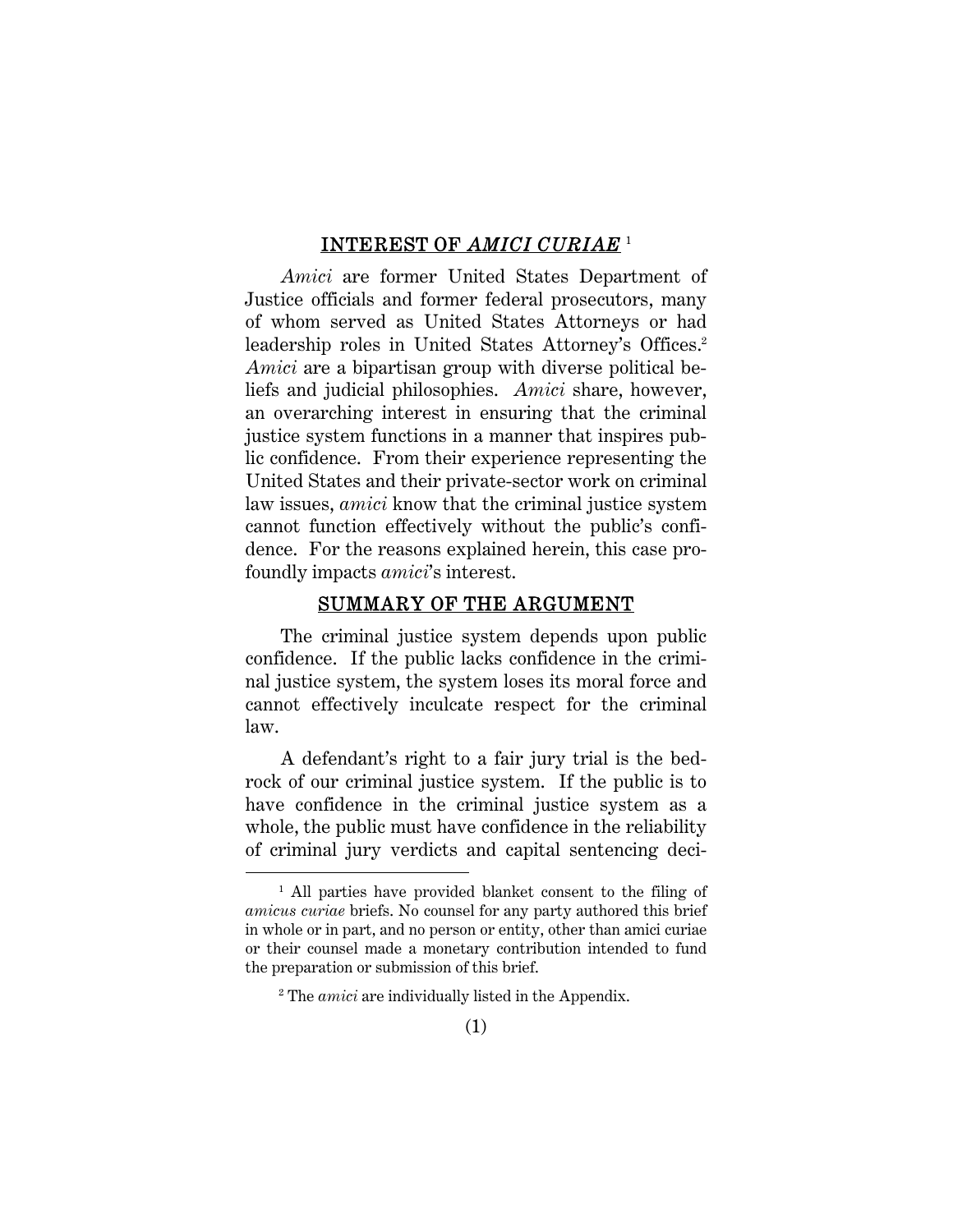## INTEREST OF *AMICI CURIAE* [1]

*Amici* are former United States Department of Justice officials and former federal prosecutors, many of whom served as United States Attorneys or had leadership roles in United States Attorney's Offices.[2] *Amici* are a bipartisan group with diverse political beliefs and judicial philosophies. *Amici* share, however, an overarching interest in ensuring that the criminal justice system functions in a manner that inspires public confidence. From their experience representing the United States and their private-sector work on criminal law issues, *amici* know that the criminal justice system cannot function effectively without the public's confidence. For the reasons explained herein, this case profoundly impacts *amici*'s interest.

## SUMMARY OF THE ARGUMENT

The criminal justice system depends upon public confidence. If the public lacks confidence in the criminal justice system, the system loses its moral force and cannot effectively inculcate respect for the criminal law.

A defendant's right to a fair jury trial is the bedrock of our criminal justice system. If the public is to have confidence in the criminal justice system as a whole, the public must have confidence in the reliability of criminal jury verdicts and capital sentencing deci-

---

[1] All parties have provided blanket consent to the filing of *amicus curiae* briefs. No counsel for any party authored this brief in whole or in part, and no person or entity, other than amici curiae or their counsel made a monetary contribution intended to fund the preparation or submission of this brief.

[2] The *amici* are individually listed in the Appendix.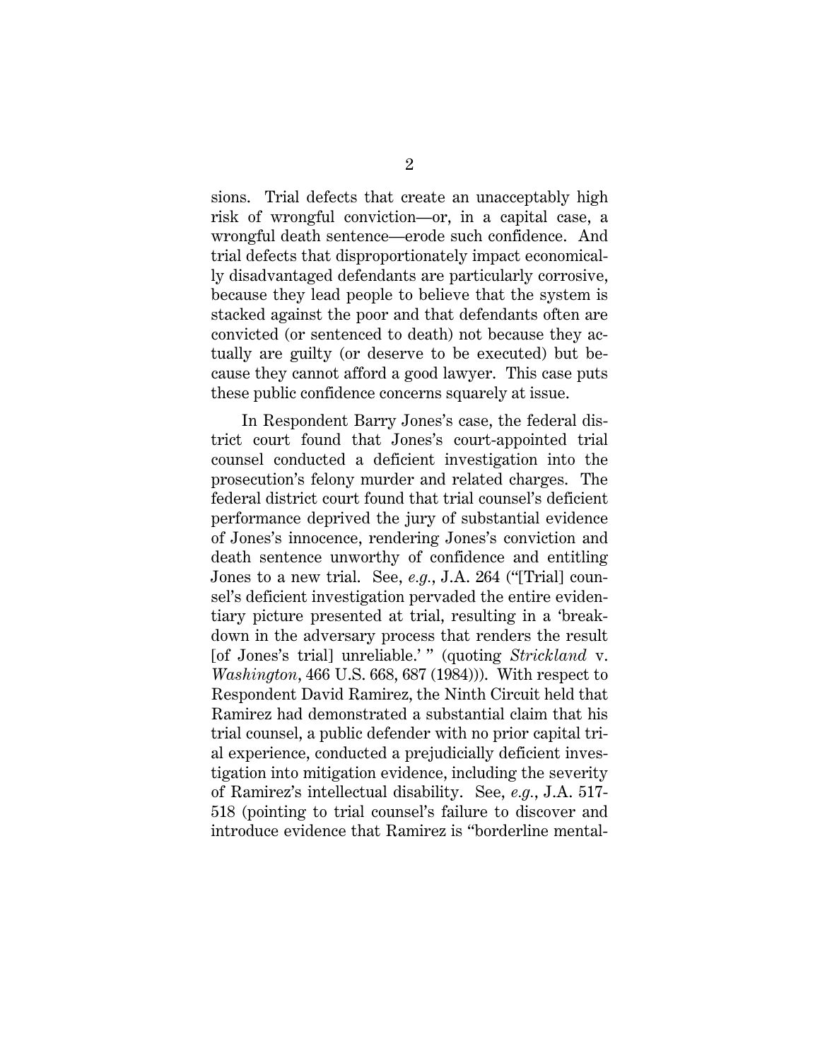sions. Trial defects that create an unacceptably high risk of wrongful conviction—or, in a capital case, a wrongful death sentence—erode such confidence. And trial defects that disproportionately impact economically disadvantaged defendants are particularly corrosive, because they lead people to believe that the system is stacked against the poor and that defendants often are convicted (or sentenced to death) not because they actually are guilty (or deserve to be executed) but because they cannot afford a good lawyer. This case puts these public confidence concerns squarely at issue.

In Respondent Barry Jones's case, the federal district court found that Jones's court-appointed trial counsel conducted a deficient investigation into the prosecution's felony murder and related charges. The federal district court found that trial counsel's deficient performance deprived the jury of substantial evidence of Jones's innocence, rendering Jones's conviction and death sentence unworthy of confidence and entitling Jones to a new trial. See, *e.g.*, J.A. 264 ("[Trial] counsel's deficient investigation pervaded the entire evidentiary picture presented at trial, resulting in a 'breakdown in the adversary process that renders the result [of Jones's trial] unreliable.' " (quoting *Strickland* v. *Washington*, 466 U.S. 668, 687 (1984))). With respect to Respondent David Ramirez, the Ninth Circuit held that Ramirez had demonstrated a substantial claim that his trial counsel, a public defender with no prior capital trial experience, conducted a prejudicially deficient investigation into mitigation evidence, including the severity of Ramirez's intellectual disability. See, *e.g.*, J.A. 517-518 (pointing to trial counsel's failure to discover and introduce evidence that Ramirez is "borderline mental-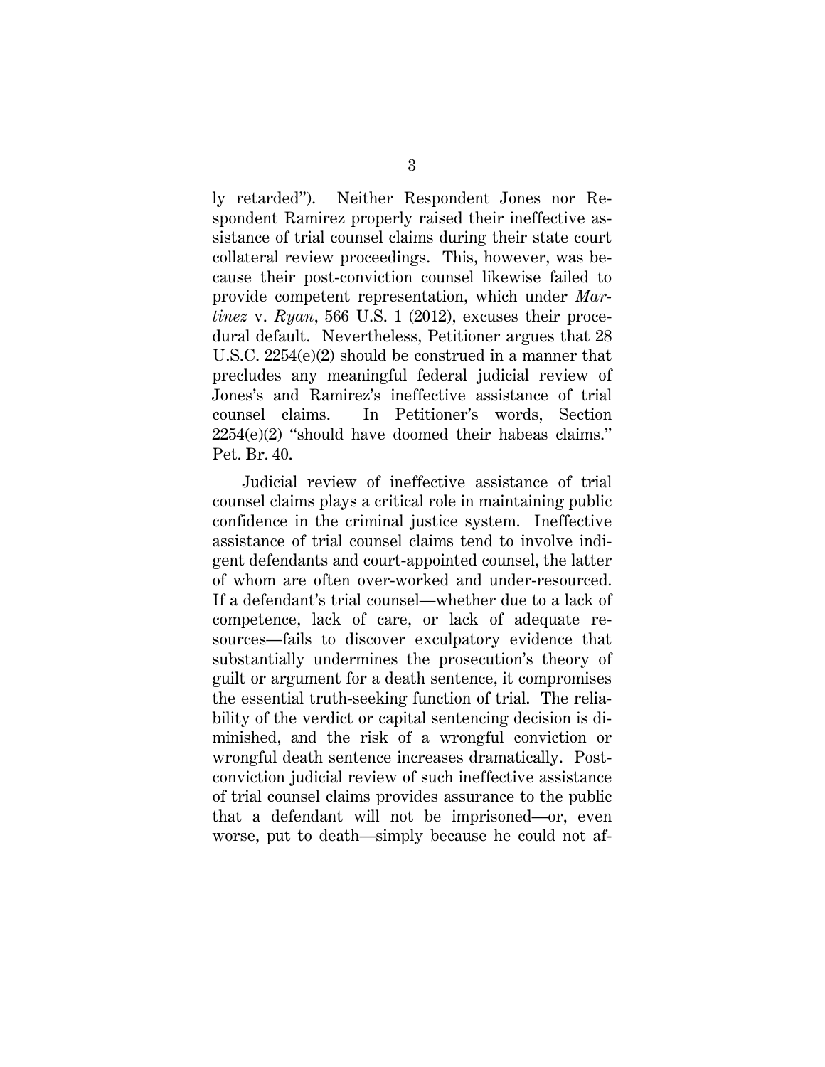ly retarded"). Neither Respondent Jones nor Respondent Ramirez properly raised their ineffective assistance of trial counsel claims during their state court collateral review proceedings. This, however, was because their post-conviction counsel likewise failed to provide competent representation, which under *Martinez* v. *Ryan*, 566 U.S. 1 (2012), excuses their procedural default. Nevertheless, Petitioner argues that 28 U.S.C. 2254(e)(2) should be construed in a manner that precludes any meaningful federal judicial review of Jones's and Ramirez's ineffective assistance of trial counsel claims. In Petitioner's words, Section 2254(e)(2) "should have doomed their habeas claims." Pet. Br. 40.

Judicial review of ineffective assistance of trial counsel claims plays a critical role in maintaining public confidence in the criminal justice system. Ineffective assistance of trial counsel claims tend to involve indigent defendants and court-appointed counsel, the latter of whom are often over-worked and under-resourced. If a defendant's trial counsel—whether due to a lack of competence, lack of care, or lack of adequate resources—fails to discover exculpatory evidence that substantially undermines the prosecution's theory of guilt or argument for a death sentence, it compromises the essential truth-seeking function of trial. The reliability of the verdict or capital sentencing decision is diminished, and the risk of a wrongful conviction or wrongful death sentence increases dramatically. Post-conviction judicial review of such ineffective assistance of trial counsel claims provides assurance to the public that a defendant will not be imprisoned—or, even worse, put to death—simply because he could not af-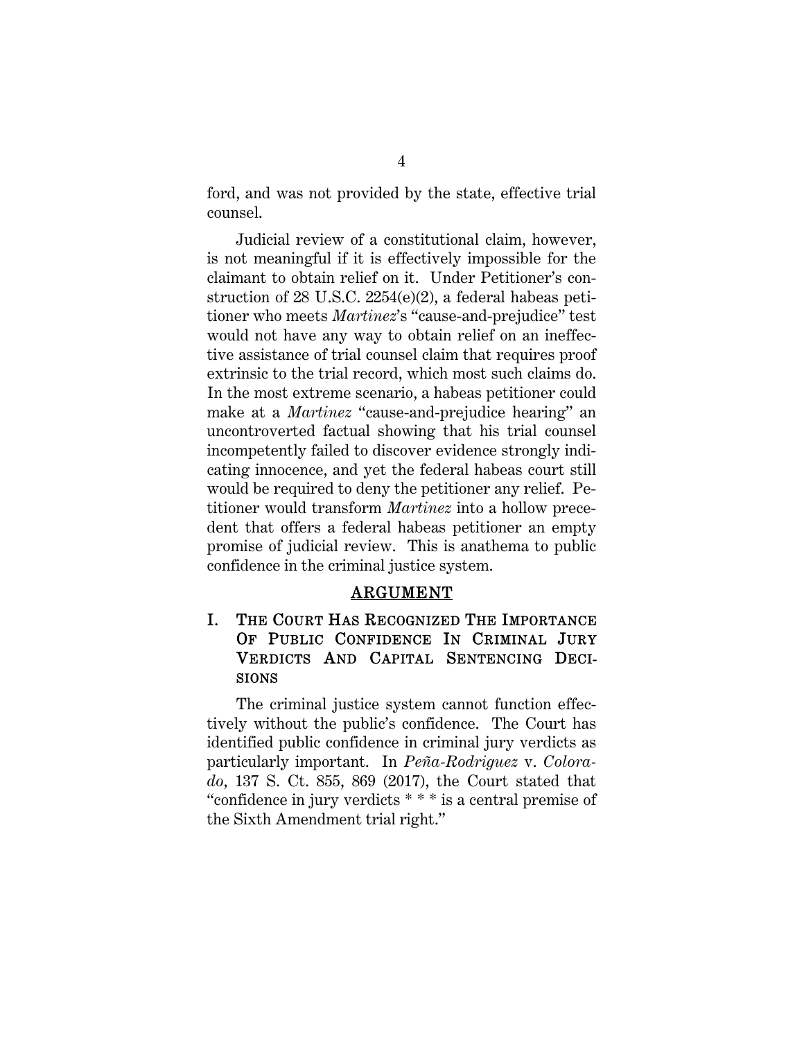ford, and was not provided by the state, effective trial counsel.

Judicial review of a constitutional claim, however, is not meaningful if it is effectively impossible for the claimant to obtain relief on it. Under Petitioner's construction of 28 U.S.C. 2254(e)(2), a federal habeas petitioner who meets *Martinez*'s "cause-and-prejudice" test would not have any way to obtain relief on an ineffective assistance of trial counsel claim that requires proof extrinsic to the trial record, which most such claims do. In the most extreme scenario, a habeas petitioner could make at a *Martinez* "cause-and-prejudice hearing" an uncontroverted factual showing that his trial counsel incompetently failed to discover evidence strongly indicating innocence, and yet the federal habeas court still would be required to deny the petitioner any relief. Petitioner would transform *Martinez* into a hollow precedent that offers a federal habeas petitioner an empty promise of judicial review. This is anathema to public confidence in the criminal justice system.

## ARGUMENT

### I. THE COURT HAS RECOGNIZED THE IMPORTANCE OF PUBLIC CONFIDENCE IN CRIMINAL JURY VERDICTS AND CAPITAL SENTENCING DECISIONS

The criminal justice system cannot function effectively without the public's confidence. The Court has identified public confidence in criminal jury verdicts as particularly important. In *Peña-Rodriguez* v. *Colorado*, 137 S. Ct. 855, 869 (2017), the Court stated that "confidence in jury verdicts * * * is a central premise of the Sixth Amendment trial right."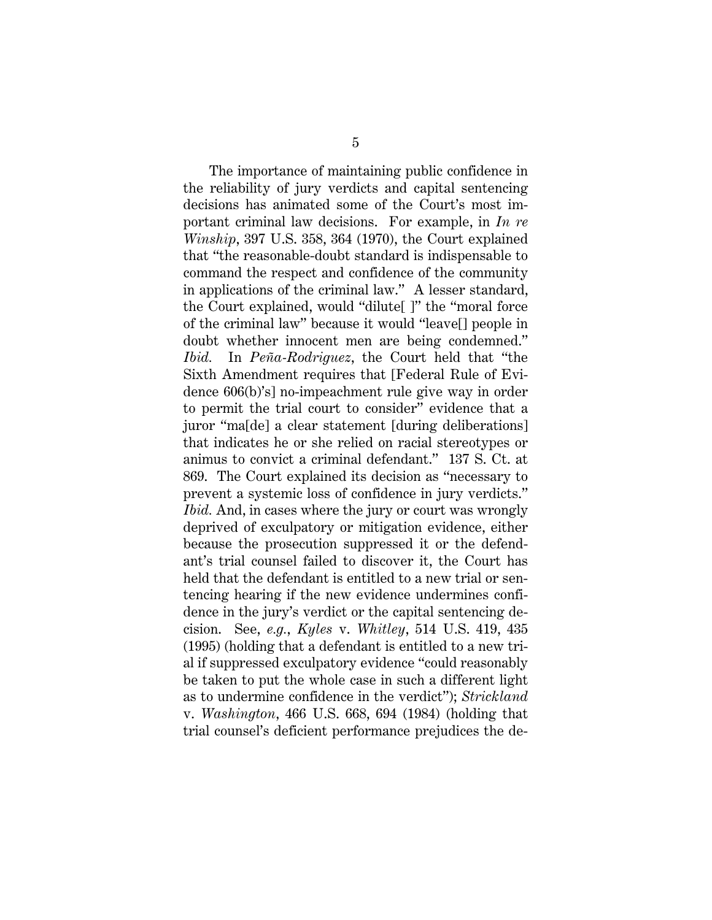The importance of maintaining public confidence in the reliability of jury verdicts and capital sentencing decisions has animated some of the Court's most important criminal law decisions. For example, in *In re Winship*, 397 U.S. 358, 364 (1970), the Court explained that "the reasonable-doubt standard is indispensable to command the respect and confidence of the community in applications of the criminal law." A lesser standard, the Court explained, would "dilute[ ]" the "moral force of the criminal law" because it would "leave[] people in doubt whether innocent men are being condemned." *Ibid.* In *Peña-Rodriguez*, the Court held that "the Sixth Amendment requires that [Federal Rule of Evidence 606(b)'s] no-impeachment rule give way in order to permit the trial court to consider" evidence that a juror "ma[de] a clear statement [during deliberations] that indicates he or she relied on racial stereotypes or animus to convict a criminal defendant." 137 S. Ct. at 869. The Court explained its decision as "necessary to prevent a systemic loss of confidence in jury verdicts." *Ibid.* And, in cases where the jury or court was wrongly deprived of exculpatory or mitigation evidence, either because the prosecution suppressed it or the defendant's trial counsel failed to discover it, the Court has held that the defendant is entitled to a new trial or sentencing hearing if the new evidence undermines confidence in the jury's verdict or the capital sentencing decision. See, *e.g.*, *Kyles* v. *Whitley*, 514 U.S. 419, 435 (1995) (holding that a defendant is entitled to a new trial if suppressed exculpatory evidence "could reasonably be taken to put the whole case in such a different light as to undermine confidence in the verdict"); *Strickland* v. *Washington*, 466 U.S. 668, 694 (1984) (holding that trial counsel's deficient performance prejudices the de-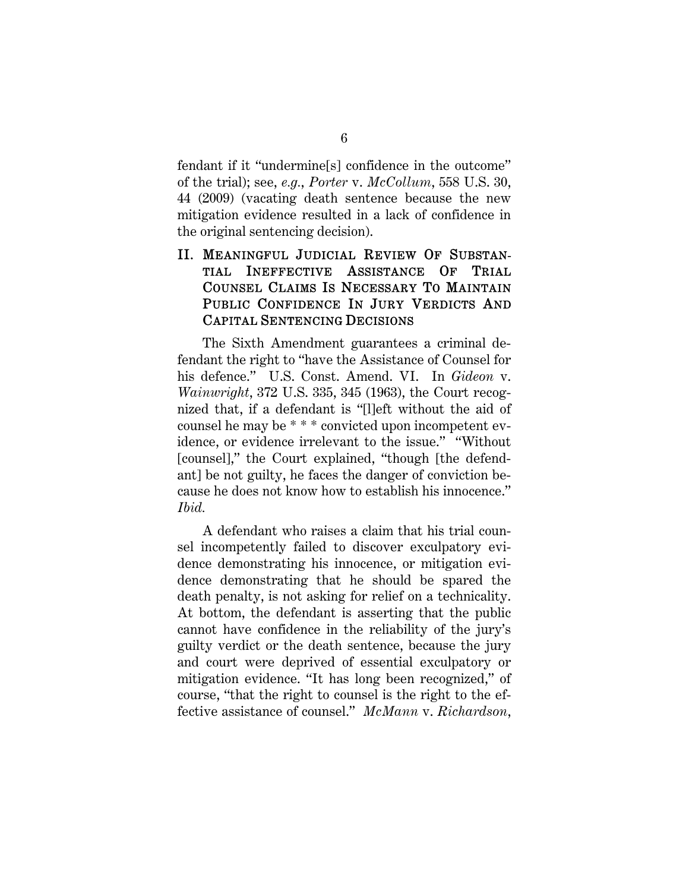fendant if it "undermine[s] confidence in the outcome" of the trial); see, *e.g.*, *Porter* v. *McCollum*, 558 U.S. 30, 44 (2009) (vacating death sentence because the new mitigation evidence resulted in a lack of confidence in the original sentencing decision).

## II. MEANINGFUL JUDICIAL REVIEW OF SUBSTANTIAL INEFFECTIVE ASSISTANCE OF TRIAL COUNSEL CLAIMS IS NECESSARY TO MAINTAIN PUBLIC CONFIDENCE IN JURY VERDICTS AND CAPITAL SENTENCING DECISIONS

The Sixth Amendment guarantees a criminal defendant the right to "have the Assistance of Counsel for his defence." U.S. Const. Amend. VI. In *Gideon* v. *Wainwright*, 372 U.S. 335, 345 (1963), the Court recognized that, if a defendant is "[l]eft without the aid of counsel he may be * * * convicted upon incompetent evidence, or evidence irrelevant to the issue." "Without [counsel]," the Court explained, "though [the defendant] be not guilty, he faces the danger of conviction because he does not know how to establish his innocence." *Ibid.*

A defendant who raises a claim that his trial counsel incompetently failed to discover exculpatory evidence demonstrating his innocence, or mitigation evidence demonstrating that he should be spared the death penalty, is not asking for relief on a technicality. At bottom, the defendant is asserting that the public cannot have confidence in the reliability of the jury's guilty verdict or the death sentence, because the jury and court were deprived of essential exculpatory or mitigation evidence. "It has long been recognized," of course, "that the right to counsel is the right to the effective assistance of counsel." *McMann* v. *Richardson*,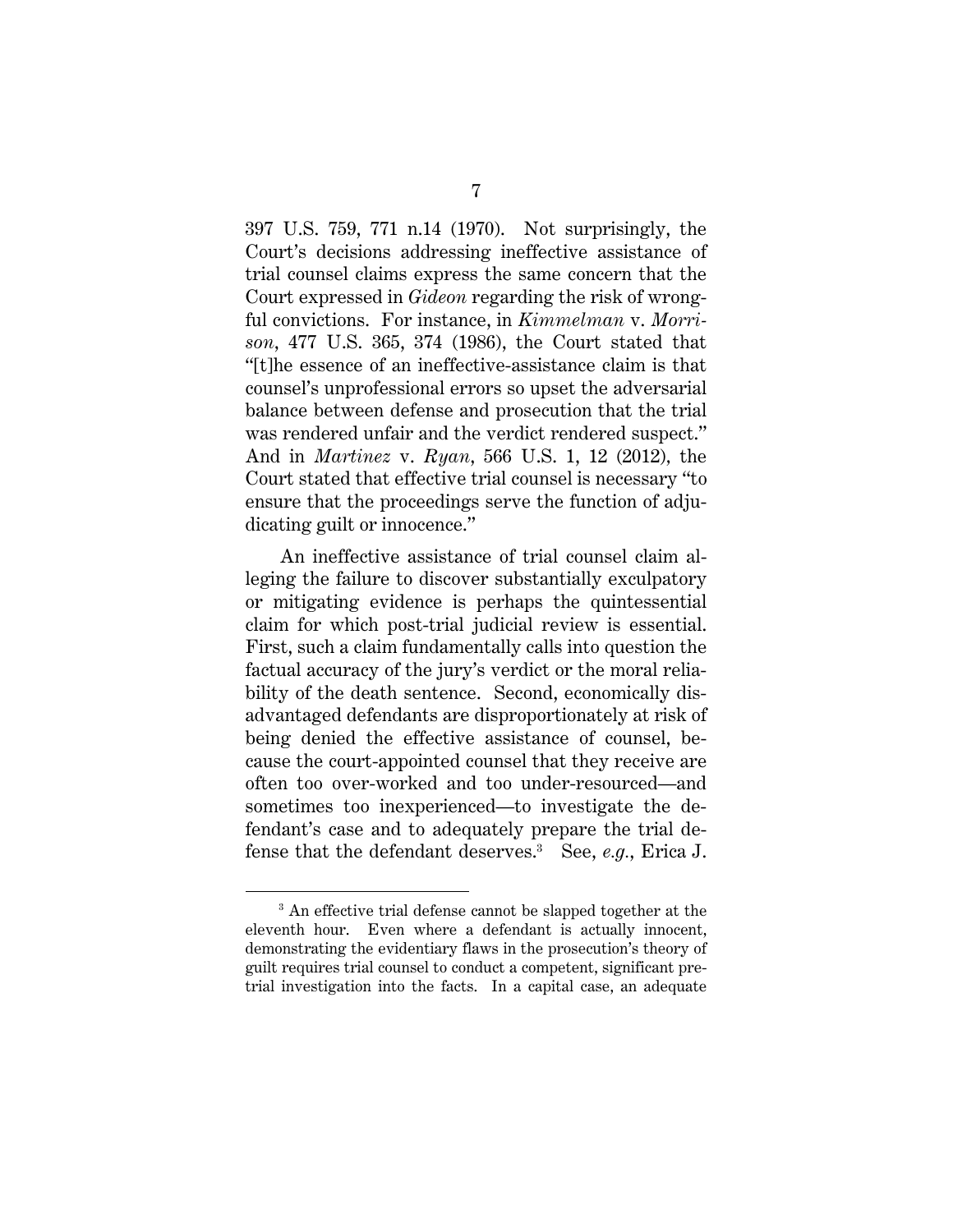397 U.S. 759, 771 n.14 (1970). Not surprisingly, the Court's decisions addressing ineffective assistance of trial counsel claims express the same concern that the Court expressed in *Gideon* regarding the risk of wrongful convictions. For instance, in *Kimmelman* v. *Morrison*, 477 U.S. 365, 374 (1986), the Court stated that "[t]he essence of an ineffective-assistance claim is that counsel's unprofessional errors so upset the adversarial balance between defense and prosecution that the trial was rendered unfair and the verdict rendered suspect." And in *Martinez* v. *Ryan*, 566 U.S. 1, 12 (2012), the Court stated that effective trial counsel is necessary "to ensure that the proceedings serve the function of adjudicating guilt or innocence."

An ineffective assistance of trial counsel claim alleging the failure to discover substantially exculpatory or mitigating evidence is perhaps the quintessential claim for which post-trial judicial review is essential. First, such a claim fundamentally calls into question the factual accuracy of the jury's verdict or the moral reliability of the death sentence. Second, economically disadvantaged defendants are disproportionately at risk of being denied the effective assistance of counsel, because the court-appointed counsel that they receive are often too over-worked and too under-resourced—and sometimes too inexperienced—to investigate the defendant's case and to adequately prepare the trial defense that the defendant deserves.[3] See, *e.g.*, Erica J.

[3] An effective trial defense cannot be slapped together at the eleventh hour. Even where a defendant is actually innocent, demonstrating the evidentiary flaws in the prosecution's theory of guilt requires trial counsel to conduct a competent, significant pretrial investigation into the facts. In a capital case, an adequate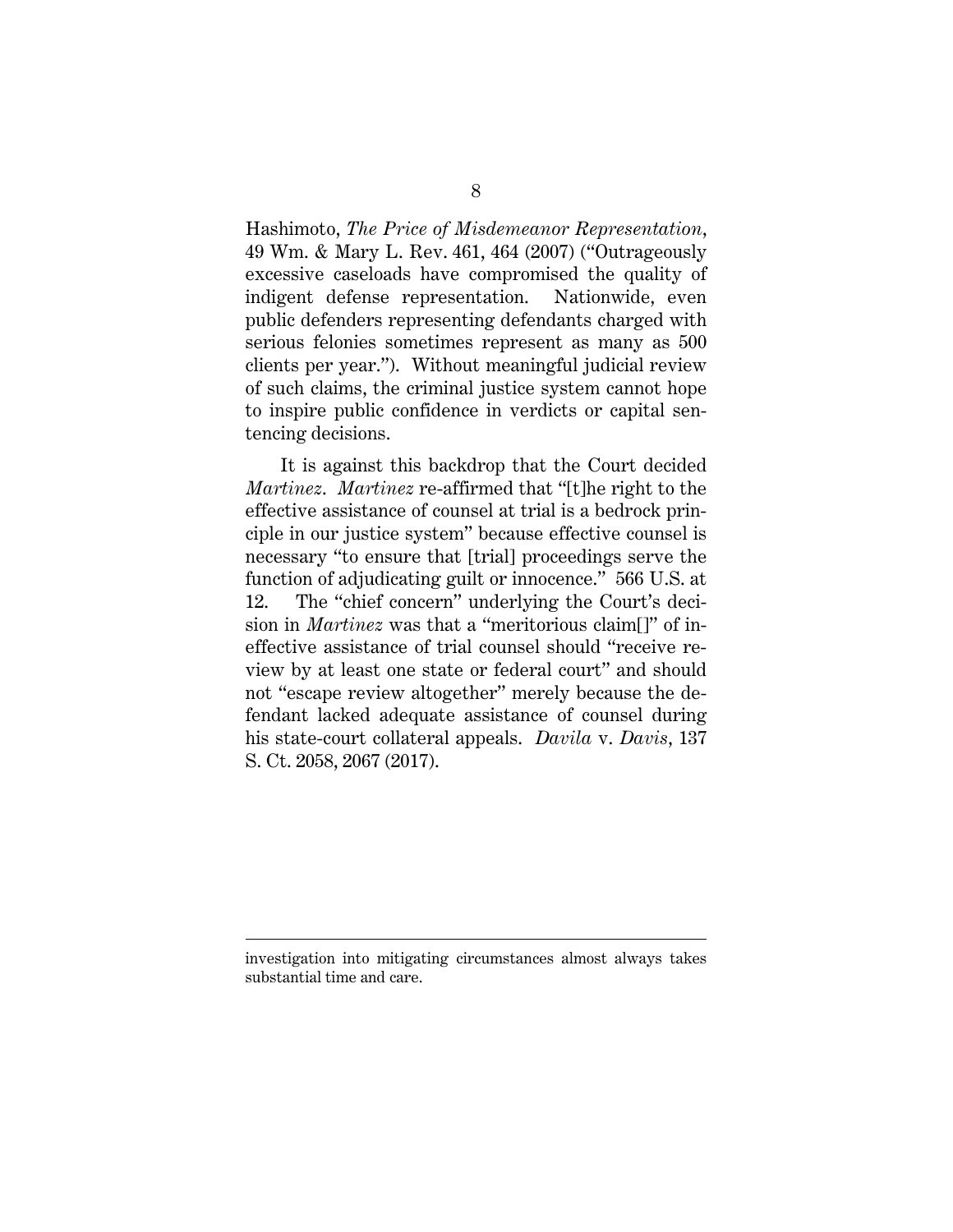Hashimoto, *The Price of Misdemeanor Representation*, 49 Wm. & Mary L. Rev. 461, 464 (2007) ("Outrageously excessive caseloads have compromised the quality of indigent defense representation. Nationwide, even public defenders representing defendants charged with serious felonies sometimes represent as many as 500 clients per year."). Without meaningful judicial review of such claims, the criminal justice system cannot hope to inspire public confidence in verdicts or capital sentencing decisions.

It is against this backdrop that the Court decided *Martinez*. *Martinez* re-affirmed that "[t]he right to the effective assistance of counsel at trial is a bedrock principle in our justice system" because effective counsel is necessary "to ensure that [trial] proceedings serve the function of adjudicating guilt or innocence." 566 U.S. at 12. The "chief concern" underlying the Court's decision in *Martinez* was that a "meritorious claim[]" of ineffective assistance of trial counsel should "receive review by at least one state or federal court" and should not "escape review altogether" merely because the defendant lacked adequate assistance of counsel during his state-court collateral appeals. *Davila* v. *Davis*, 137 S. Ct. 2058, 2067 (2017).

---

investigation into mitigating circumstances almost always takes substantial time and care.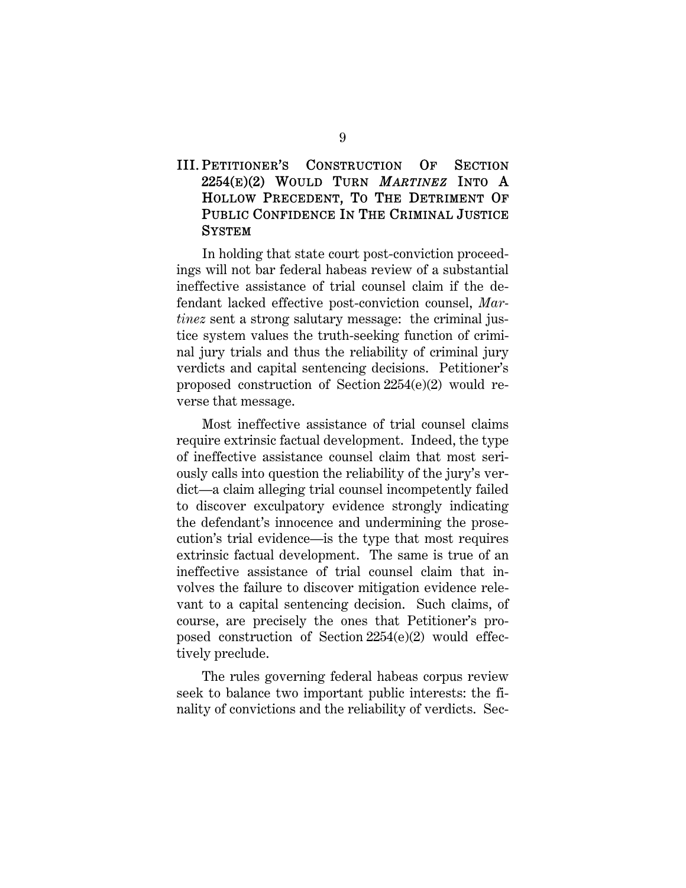## III. PETITIONER'S CONSTRUCTION OF SECTION 2254(E)(2) WOULD TURN *MARTINEZ* INTO A HOLLOW PRECEDENT, TO THE DETRIMENT OF PUBLIC CONFIDENCE IN THE CRIMINAL JUSTICE SYSTEM

In holding that state court post-conviction proceedings will not bar federal habeas review of a substantial ineffective assistance of trial counsel claim if the defendant lacked effective post-conviction counsel, *Martinez* sent a strong salutary message: the criminal justice system values the truth-seeking function of criminal jury trials and thus the reliability of criminal jury verdicts and capital sentencing decisions. Petitioner's proposed construction of Section 2254(e)(2) would reverse that message.

Most ineffective assistance of trial counsel claims require extrinsic factual development. Indeed, the type of ineffective assistance counsel claim that most seriously calls into question the reliability of the jury's verdict—a claim alleging trial counsel incompetently failed to discover exculpatory evidence strongly indicating the defendant's innocence and undermining the prosecution's trial evidence—is the type that most requires extrinsic factual development. The same is true of an ineffective assistance of trial counsel claim that involves the failure to discover mitigation evidence relevant to a capital sentencing decision. Such claims, of course, are precisely the ones that Petitioner's proposed construction of Section 2254(e)(2) would effectively preclude.

The rules governing federal habeas corpus review seek to balance two important public interests: the finality of convictions and the reliability of verdicts. Sec-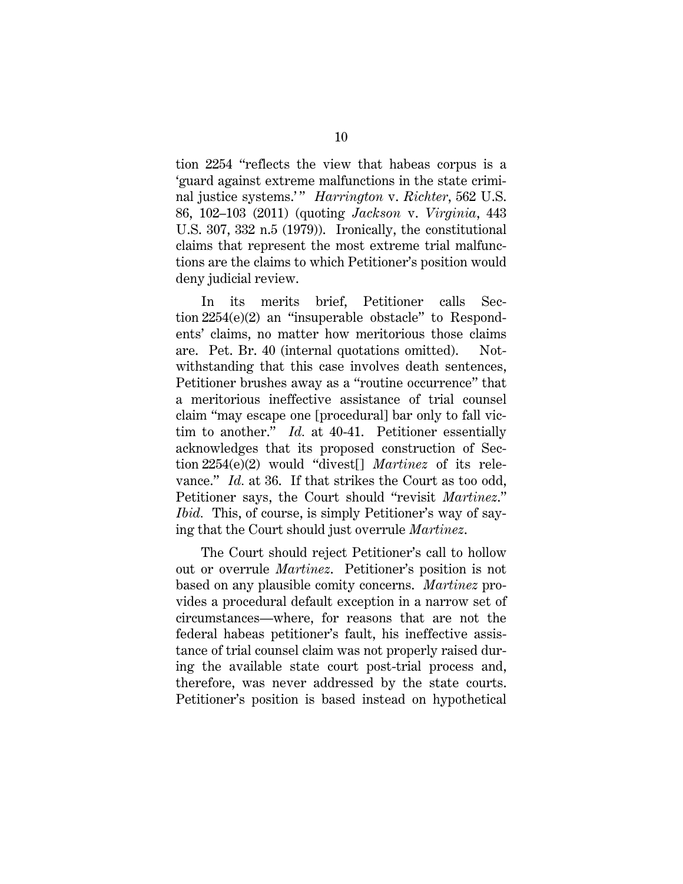tion 2254 "reflects the view that habeas corpus is a 'guard against extreme malfunctions in the state criminal justice systems.'" *Harrington* v. *Richter*, 562 U.S. 86, 102–103 (2011) (quoting *Jackson* v. *Virginia*, 443 U.S. 307, 332 n.5 (1979)). Ironically, the constitutional claims that represent the most extreme trial malfunctions are the claims to which Petitioner's position would deny judicial review.

In its merits brief, Petitioner calls Section 2254(e)(2) an "insuperable obstacle" to Respondents' claims, no matter how meritorious those claims are. Pet. Br. 40 (internal quotations omitted). Notwithstanding that this case involves death sentences, Petitioner brushes away as a "routine occurrence" that a meritorious ineffective assistance of trial counsel claim "may escape one [procedural] bar only to fall victim to another." *Id.* at 40-41. Petitioner essentially acknowledges that its proposed construction of Section 2254(e)(2) would "divest[] *Martinez* of its relevance." *Id.* at 36. If that strikes the Court as too odd, Petitioner says, the Court should "revisit *Martinez*." *Ibid.* This, of course, is simply Petitioner's way of saying that the Court should just overrule *Martinez*.

The Court should reject Petitioner's call to hollow out or overrule *Martinez*. Petitioner's position is not based on any plausible comity concerns. *Martinez* provides a procedural default exception in a narrow set of circumstances—where, for reasons that are not the federal habeas petitioner's fault, his ineffective assistance of trial counsel claim was not properly raised during the available state court post-trial process and, therefore, was never addressed by the state courts. Petitioner's position is based instead on hypothetical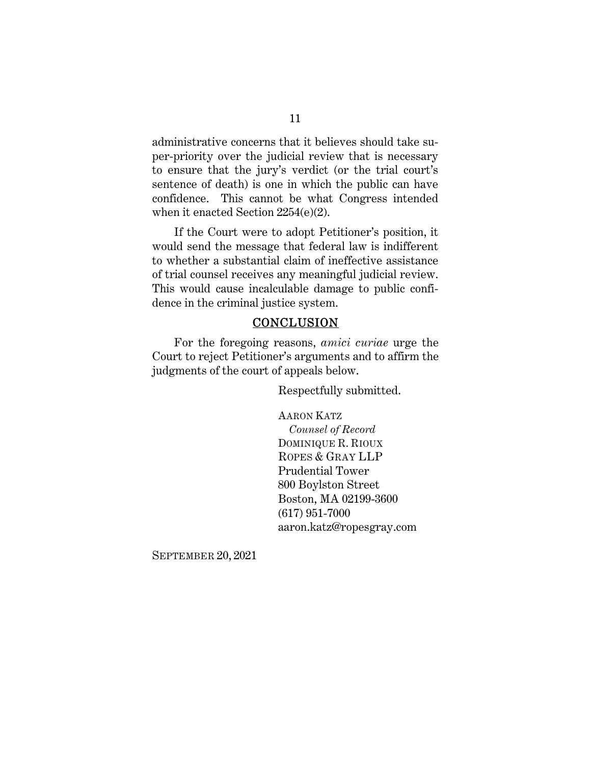administrative concerns that it believes should take super-priority over the judicial review that is necessary to ensure that the jury's verdict (or the trial court's sentence of death) is one in which the public can have confidence. This cannot be what Congress intended when it enacted Section 2254(e)(2).

If the Court were to adopt Petitioner's position, it would send the message that federal law is indifferent to whether a substantial claim of ineffective assistance of trial counsel receives any meaningful judicial review. This would cause incalculable damage to public confidence in the criminal justice system.

## CONCLUSION

For the foregoing reasons, *amici curiae* urge the Court to reject Petitioner's arguments and to affirm the judgments of the court of appeals below.

Respectfully submitted.

AARON KATZ
*Counsel of Record*
DOMINIQUE R. RIOUX
ROPES & GRAY LLP
Prudential Tower
800 Boylston Street
Boston, MA 02199-3600
(617) 951-7000
aaron.katz@ropesgray.com

SEPTEMBER 20, 2021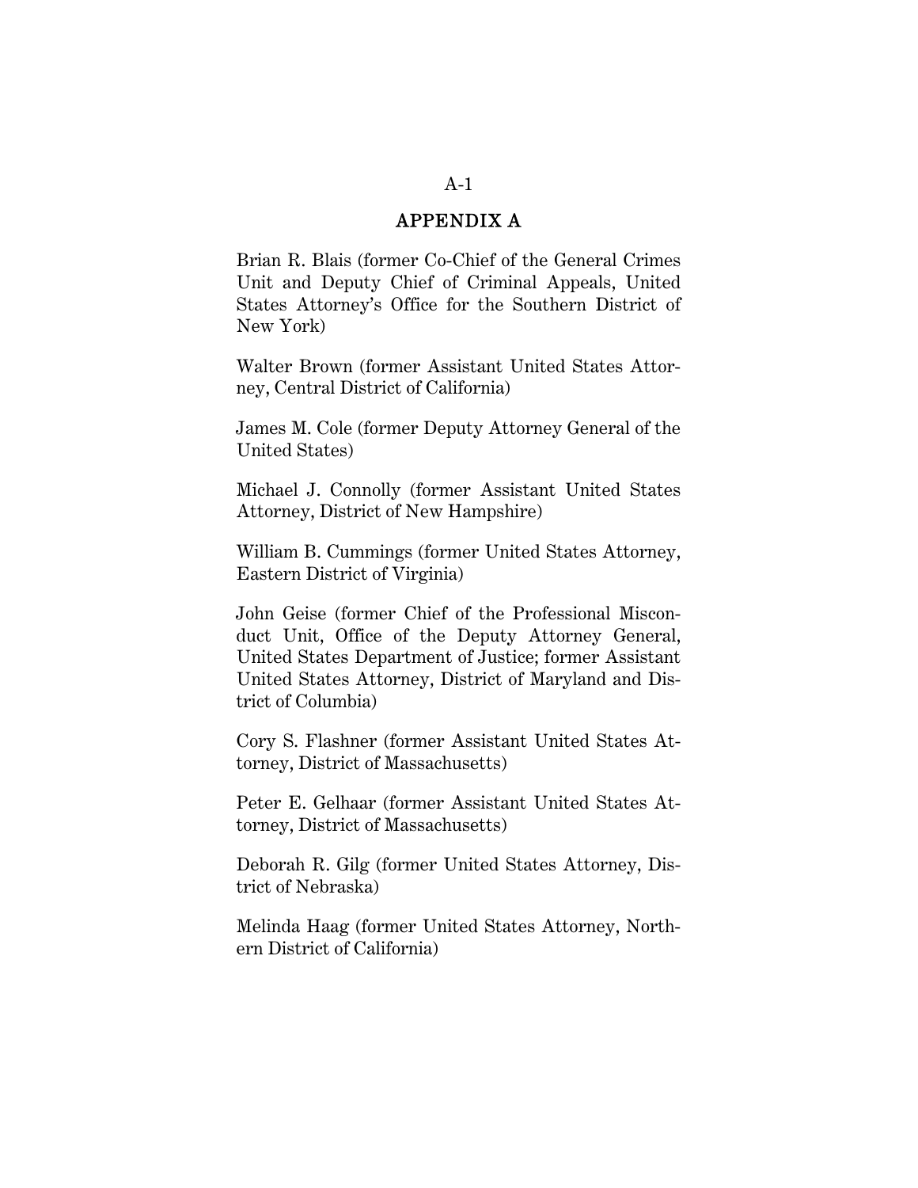## APPENDIX A

Brian R. Blais (former Co-Chief of the General Crimes Unit and Deputy Chief of Criminal Appeals, United States Attorney's Office for the Southern District of New York)

Walter Brown (former Assistant United States Attorney, Central District of California)

James M. Cole (former Deputy Attorney General of the United States)

Michael J. Connolly (former Assistant United States Attorney, District of New Hampshire)

William B. Cummings (former United States Attorney, Eastern District of Virginia)

John Geise (former Chief of the Professional Misconduct Unit, Office of the Deputy Attorney General, United States Department of Justice; former Assistant United States Attorney, District of Maryland and District of Columbia)

Cory S. Flashner (former Assistant United States Attorney, District of Massachusetts)

Peter E. Gelhaar (former Assistant United States Attorney, District of Massachusetts)

Deborah R. Gilg (former United States Attorney, District of Nebraska)

Melinda Haag (former United States Attorney, Northern District of California)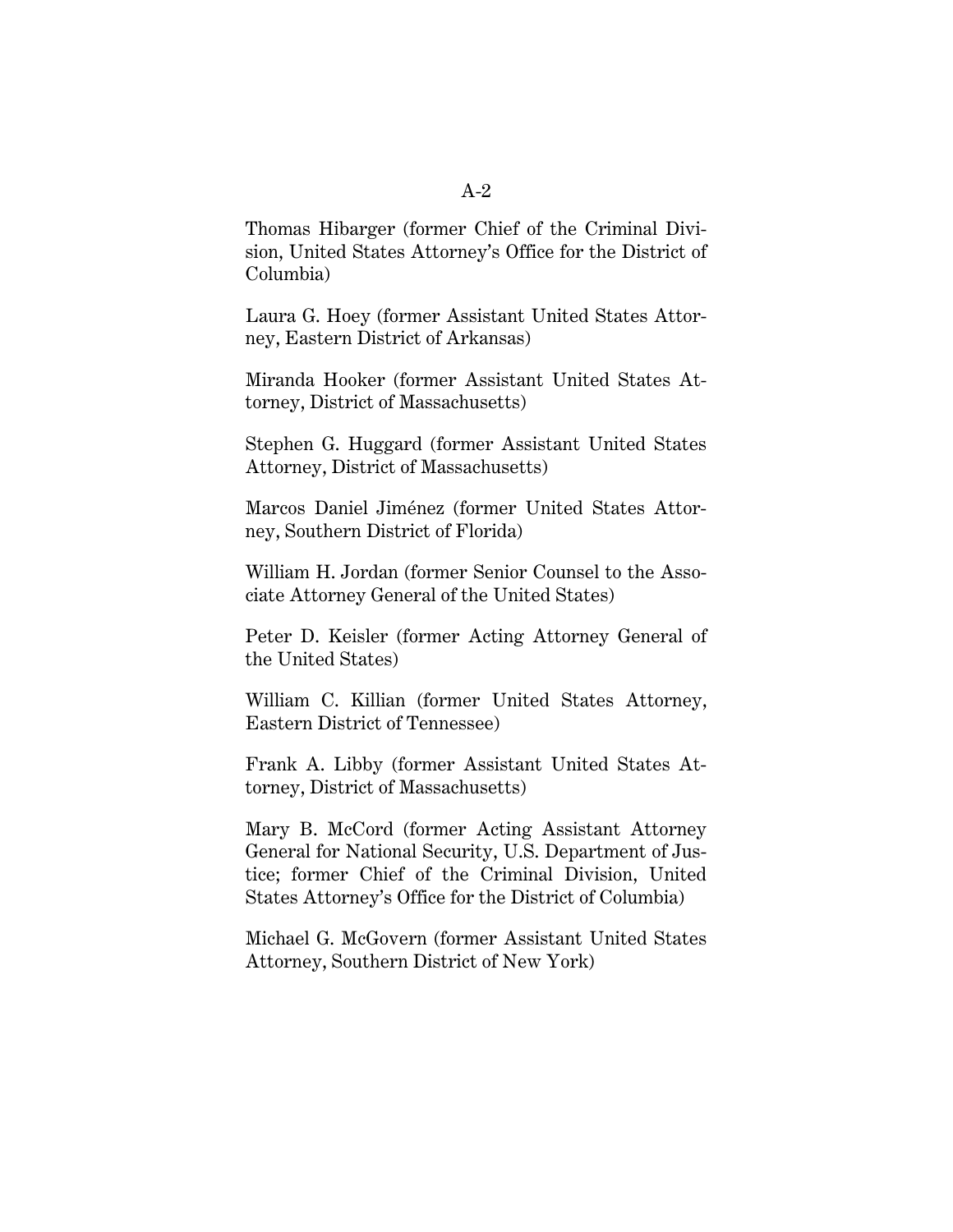Thomas Hibarger (former Chief of the Criminal Division, United States Attorney's Office for the District of Columbia)

Laura G. Hoey (former Assistant United States Attorney, Eastern District of Arkansas)

Miranda Hooker (former Assistant United States Attorney, District of Massachusetts)

Stephen G. Huggard (former Assistant United States Attorney, District of Massachusetts)

Marcos Daniel Jiménez (former United States Attorney, Southern District of Florida)

William H. Jordan (former Senior Counsel to the Associate Attorney General of the United States)

Peter D. Keisler (former Acting Attorney General of the United States)

William C. Killian (former United States Attorney, Eastern District of Tennessee)

Frank A. Libby (former Assistant United States Attorney, District of Massachusetts)

Mary B. McCord (former Acting Assistant Attorney General for National Security, U.S. Department of Justice; former Chief of the Criminal Division, United States Attorney's Office for the District of Columbia)

Michael G. McGovern (former Assistant United States Attorney, Southern District of New York)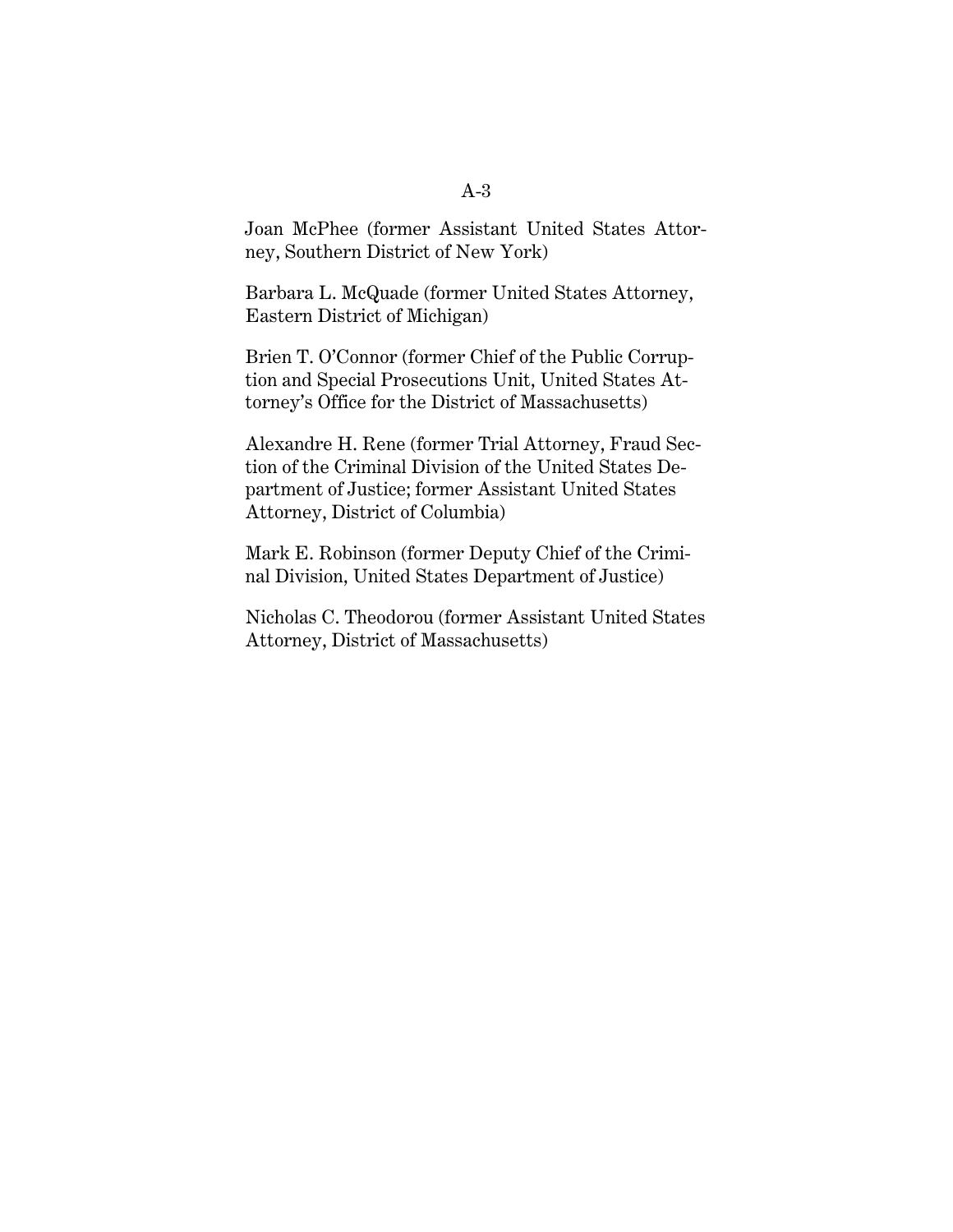Joan McPhee (former Assistant United States Attorney, Southern District of New York)

Barbara L. McQuade (former United States Attorney, Eastern District of Michigan)

Brien T. O'Connor (former Chief of the Public Corruption and Special Prosecutions Unit, United States Attorney's Office for the District of Massachusetts)

Alexandre H. Rene (former Trial Attorney, Fraud Section of the Criminal Division of the United States Department of Justice; former Assistant United States Attorney, District of Columbia)

Mark E. Robinson (former Deputy Chief of the Criminal Division, United States Department of Justice)

Nicholas C. Theodorou (former Assistant United States Attorney, District of Massachusetts)